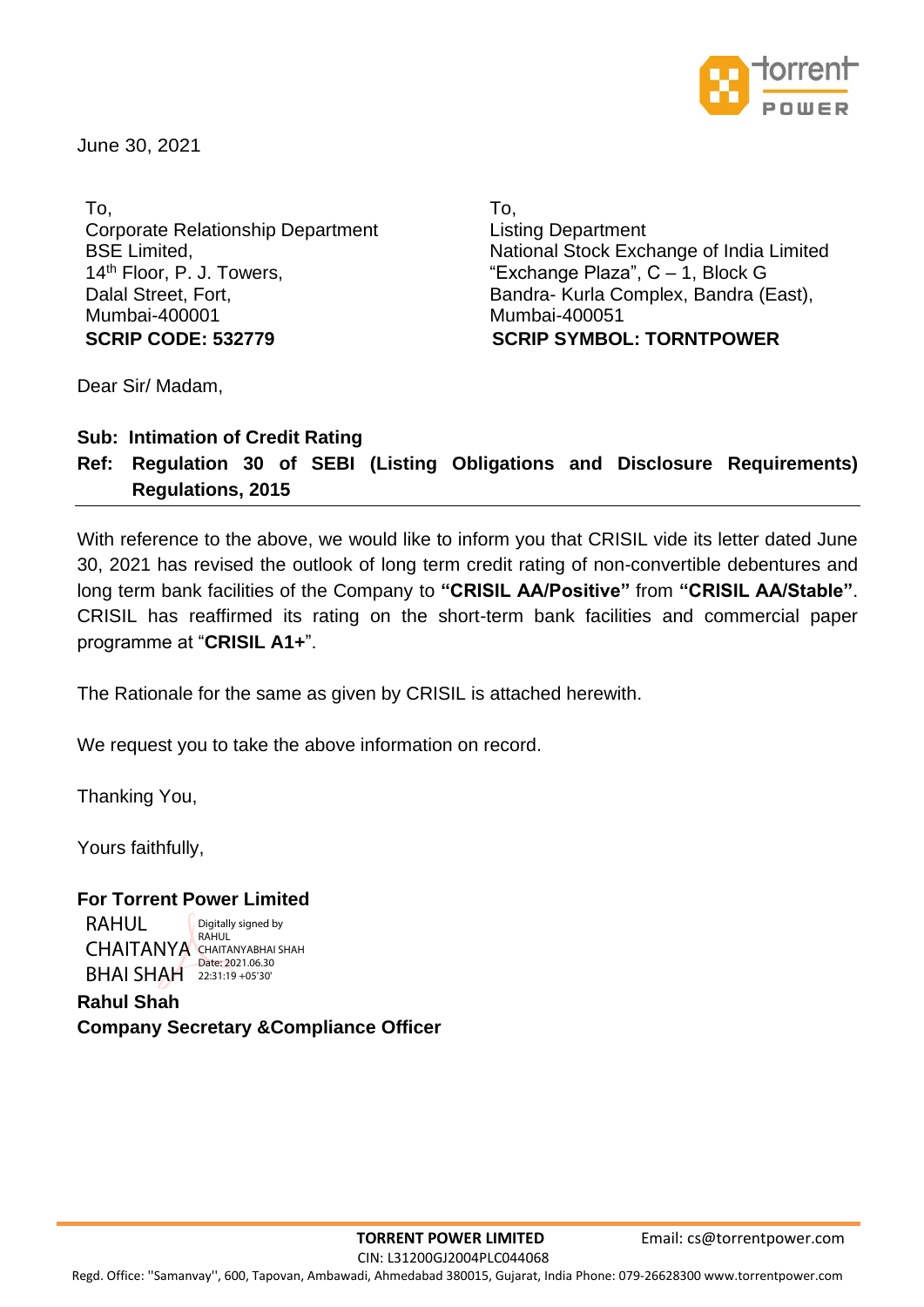June 30, 2021

To,
Corporate Relationship Department
BSE Limited,
14th Floor, P. J. Towers,
Dalal Street, Fort,
Mumbai-400001
**SCRIP CODE: 532779**

To,
Listing Department
National Stock Exchange of India Limited
"Exchange Plaza", C – 1, Block G
Bandra- Kurla Complex, Bandra (East),
Mumbai-400051
**SCRIP SYMBOL: TORNTPOWER**

Dear Sir/ Madam,

**Sub: Intimation of Credit Rating**

**Ref: Regulation 30 of SEBI (Listing Obligations and Disclosure Requirements) Regulations, 2015**

---

With reference to the above, we would like to inform you that CRISIL vide its letter dated June 30, 2021 has revised the outlook of long term credit rating of non-convertible debentures and long term bank facilities of the Company to **"CRISIL AA/Positive"** from **"CRISIL AA/Stable"**. CRISIL has reaffirmed its rating on the short-term bank facilities and commercial paper programme at "**CRISIL A1+**".

The Rationale for the same as given by CRISIL is attached herewith.

We request you to take the above information on record.

Thanking You,

Yours faithfully,

**For Torrent Power Limited**

RAHUL CHAITANYA BHAI SHAH
Digitally signed by RAHUL CHAITANYABHAI SHAH
Date: 2021.06.30 22:31:19 +05'30'

**Rahul Shah**
**Company Secretary &Compliance Officer**

**TORRENT POWER LIMITED** Email: cs@torrentpower.com
CIN: L31200GJ2004PLC044068
Regd. Office: "Samanvay", 600, Tapovan, Ambawadi, Ahmedabad 380015, Gujarat, India Phone: 079-26628300 www.torrentpower.com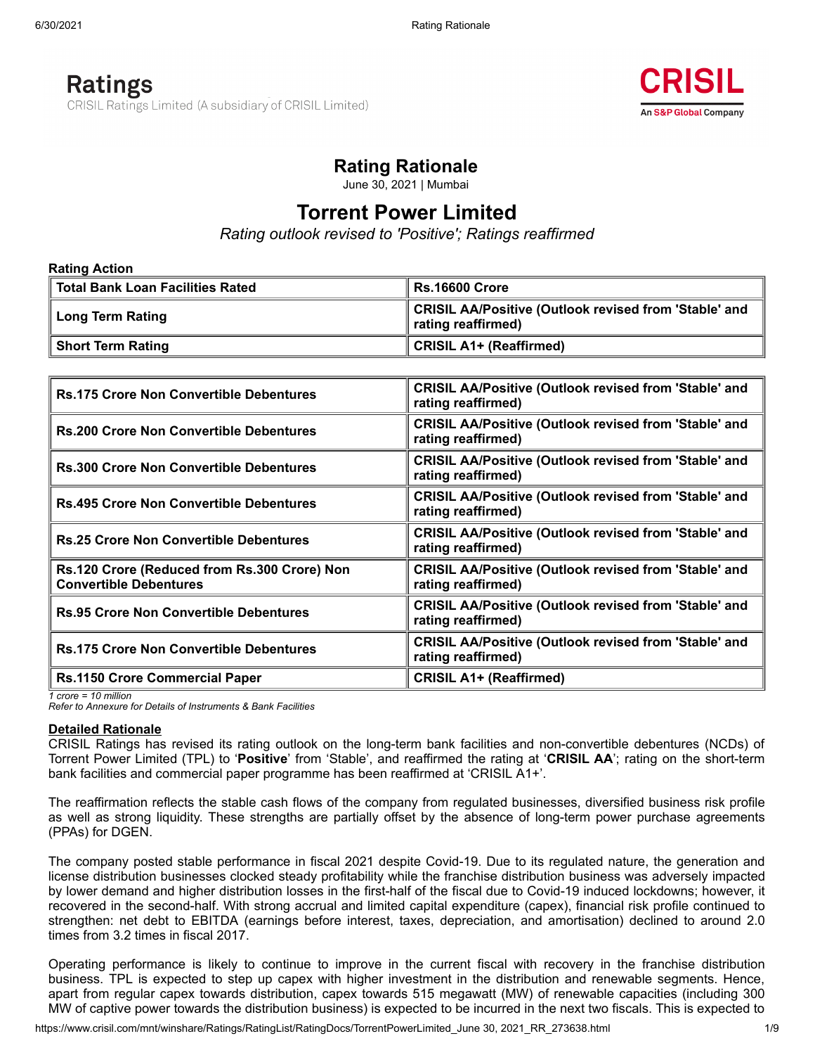Ratings

CRISIL Ratings Limited (A subsidiary of CRISIL Limited)

CRISIL

An S&P Global Company

# Rating Rationale

June 30, 2021 | Mumbai

# Torrent Power Limited

*Rating outlook revised to 'Positive'; Ratings reaffirmed*

**Rating Action**

| **Total Bank Loan Facilities Rated** | **Rs.16600 Crore** |
|---|---|
| **Long Term Rating** | **CRISIL AA/Positive (Outlook revised from 'Stable' and rating reaffirmed)** |
| **Short Term Rating** | **CRISIL A1+ (Reaffirmed)** |

| | |
|---|---|
| **Rs.175 Crore Non Convertible Debentures** | **CRISIL AA/Positive (Outlook revised from 'Stable' and rating reaffirmed)** |
| **Rs.200 Crore Non Convertible Debentures** | **CRISIL AA/Positive (Outlook revised from 'Stable' and rating reaffirmed)** |
| **Rs.300 Crore Non Convertible Debentures** | **CRISIL AA/Positive (Outlook revised from 'Stable' and rating reaffirmed)** |
| **Rs.495 Crore Non Convertible Debentures** | **CRISIL AA/Positive (Outlook revised from 'Stable' and rating reaffirmed)** |
| **Rs.25 Crore Non Convertible Debentures** | **CRISIL AA/Positive (Outlook revised from 'Stable' and rating reaffirmed)** |
| **Rs.120 Crore (Reduced from Rs.300 Crore) Non Convertible Debentures** | **CRISIL AA/Positive (Outlook revised from 'Stable' and rating reaffirmed)** |
| **Rs.95 Crore Non Convertible Debentures** | **CRISIL AA/Positive (Outlook revised from 'Stable' and rating reaffirmed)** |
| **Rs.175 Crore Non Convertible Debentures** | **CRISIL AA/Positive (Outlook revised from 'Stable' and rating reaffirmed)** |
| **Rs.1150 Crore Commercial Paper** | **CRISIL A1+ (Reaffirmed)** |

*1 crore = 10 million*

*Refer to Annexure for Details of Instruments & Bank Facilities*

## Detailed Rationale

CRISIL Ratings has revised its rating outlook on the long-term bank facilities and non-convertible debentures (NCDs) of Torrent Power Limited (TPL) to '**Positive**' from 'Stable', and reaffirmed the rating at '**CRISIL AA**'; rating on the short-term bank facilities and commercial paper programme has been reaffirmed at 'CRISIL A1+'.

The reaffirmation reflects the stable cash flows of the company from regulated businesses, diversified business risk profile as well as strong liquidity. These strengths are partially offset by the absence of long-term power purchase agreements (PPAs) for DGEN.

The company posted stable performance in fiscal 2021 despite Covid-19. Due to its regulated nature, the generation and license distribution businesses clocked steady profitability while the franchise distribution business was adversely impacted by lower demand and higher distribution losses in the first-half of the fiscal due to Covid-19 induced lockdowns; however, it recovered in the second-half. With strong accrual and limited capital expenditure (capex), financial risk profile continued to strengthen: net debt to EBITDA (earnings before interest, taxes, depreciation, and amortisation) declined to around 2.0 times from 3.2 times in fiscal 2017.

Operating performance is likely to continue to improve in the current fiscal with recovery in the franchise distribution business. TPL is expected to step up capex with higher investment in the distribution and renewable segments. Hence, apart from regular capex towards distribution, capex towards 515 megawatt (MW) of renewable capacities (including 300 MW of captive power towards the distribution business) is expected to be incurred in the next two fiscals. This is expected to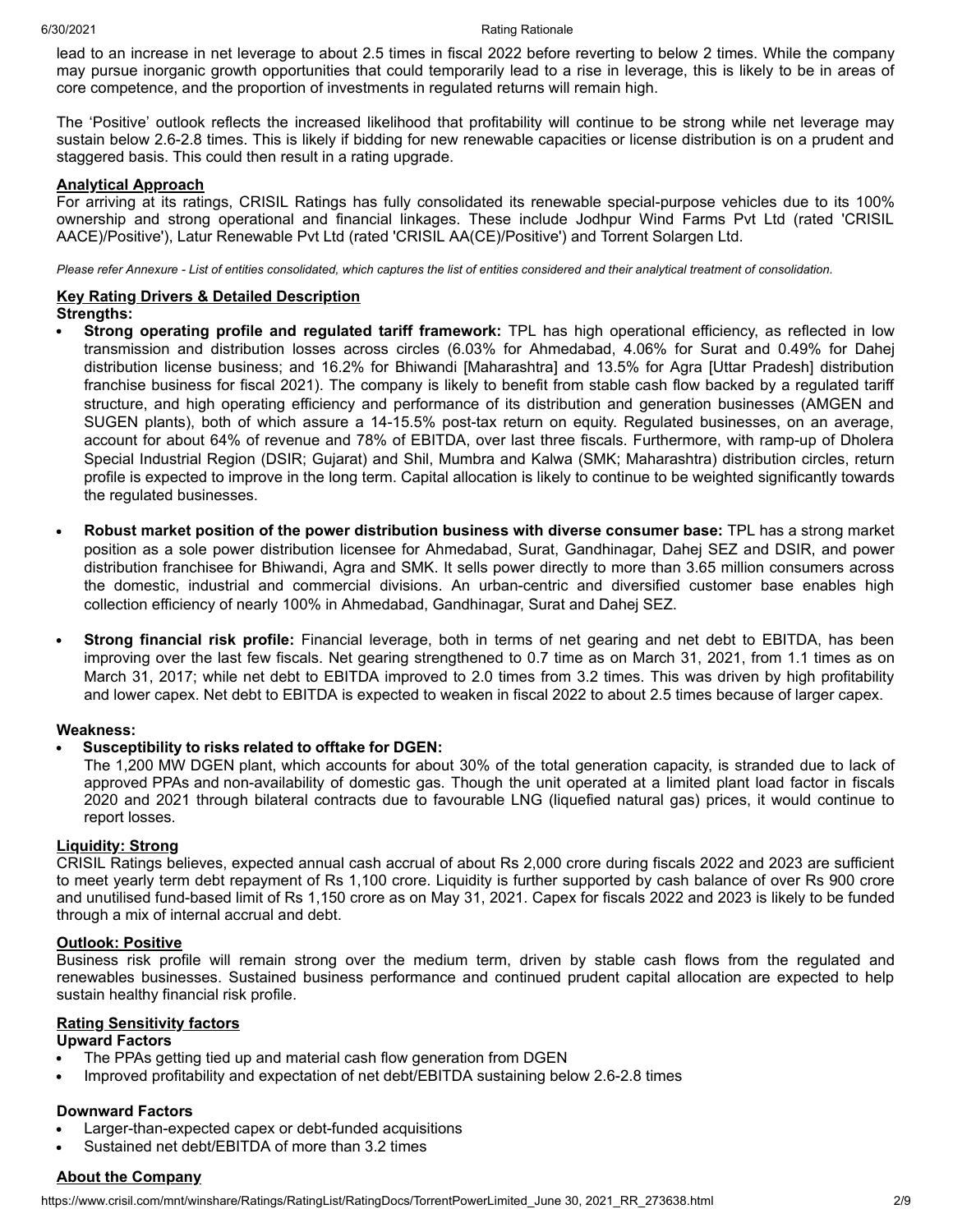lead to an increase in net leverage to about 2.5 times in fiscal 2022 before reverting to below 2 times. While the company may pursue inorganic growth opportunities that could temporarily lead to a rise in leverage, this is likely to be in areas of core competence, and the proportion of investments in regulated returns will remain high.

The 'Positive' outlook reflects the increased likelihood that profitability will continue to be strong while net leverage may sustain below 2.6-2.8 times. This is likely if bidding for new renewable capacities or license distribution is on a prudent and staggered basis. This could then result in a rating upgrade.

**Analytical Approach**

For arriving at its ratings, CRISIL Ratings has fully consolidated its renewable special-purpose vehicles due to its 100% ownership and strong operational and financial linkages. These include Jodhpur Wind Farms Pvt Ltd (rated 'CRISIL AACE)/Positive'), Latur Renewable Pvt Ltd (rated 'CRISIL AA(CE)/Positive') and Torrent Solargen Ltd.

*Please refer Annexure - List of entities consolidated, which captures the list of entities considered and their analytical treatment of consolidation.*

**Key Rating Drivers & Detailed Description**

**Strengths:**

- **Strong operating profile and regulated tariff framework:** TPL has high operational efficiency, as reflected in low transmission and distribution losses across circles (6.03% for Ahmedabad, 4.06% for Surat and 0.49% for Dahej distribution license business; and 16.2% for Bhiwandi [Maharashtra] and 13.5% for Agra [Uttar Pradesh] distribution franchise business for fiscal 2021). The company is likely to benefit from stable cash flow backed by a regulated tariff structure, and high operating efficiency and performance of its distribution and generation businesses (AMGEN and SUGEN plants), both of which assure a 14-15.5% post-tax return on equity. Regulated businesses, on an average, account for about 64% of revenue and 78% of EBITDA, over last three fiscals. Furthermore, with ramp-up of Dholera Special Industrial Region (DSIR; Gujarat) and Shil, Mumbra and Kalwa (SMK; Maharashtra) distribution circles, return profile is expected to improve in the long term. Capital allocation is likely to continue to be weighted significantly towards the regulated businesses.

- **Robust market position of the power distribution business with diverse consumer base:** TPL has a strong market position as a sole power distribution licensee for Ahmedabad, Surat, Gandhinagar, Dahej SEZ and DSIR, and power distribution franchisee for Bhiwandi, Agra and SMK. It sells power directly to more than 3.65 million consumers across the domestic, industrial and commercial divisions. An urban-centric and diversified customer base enables high collection efficiency of nearly 100% in Ahmedabad, Gandhinagar, Surat and Dahej SEZ.

- **Strong financial risk profile:** Financial leverage, both in terms of net gearing and net debt to EBITDA, has been improving over the last few fiscals. Net gearing strengthened to 0.7 time as on March 31, 2021, from 1.1 times as on March 31, 2017; while net debt to EBITDA improved to 2.0 times from 3.2 times. This was driven by high profitability and lower capex. Net debt to EBITDA is expected to weaken in fiscal 2022 to about 2.5 times because of larger capex.

**Weakness:**

- **Susceptibility to risks related to offtake for DGEN:**
  The 1,200 MW DGEN plant, which accounts for about 30% of the total generation capacity, is stranded due to lack of approved PPAs and non-availability of domestic gas. Though the unit operated at a limited plant load factor in fiscals 2020 and 2021 through bilateral contracts due to favourable LNG (liquefied natural gas) prices, it would continue to report losses.

**Liquidity: Strong**

CRISIL Ratings believes, expected annual cash accrual of about Rs 2,000 crore during fiscals 2022 and 2023 are sufficient to meet yearly term debt repayment of Rs 1,100 crore. Liquidity is further supported by cash balance of over Rs 900 crore and unutilised fund-based limit of Rs 1,150 crore as on May 31, 2021. Capex for fiscals 2022 and 2023 is likely to be funded through a mix of internal accrual and debt.

**Outlook: Positive**

Business risk profile will remain strong over the medium term, driven by stable cash flows from the regulated and renewables businesses. Sustained business performance and continued prudent capital allocation are expected to help sustain healthy financial risk profile.

**Rating Sensitivity factors**

**Upward Factors**

- The PPAs getting tied up and material cash flow generation from DGEN
- Improved profitability and expectation of net debt/EBITDA sustaining below 2.6-2.8 times

**Downward Factors**

- Larger-than-expected capex or debt-funded acquisitions
- Sustained net debt/EBITDA of more than 3.2 times

**About the Company**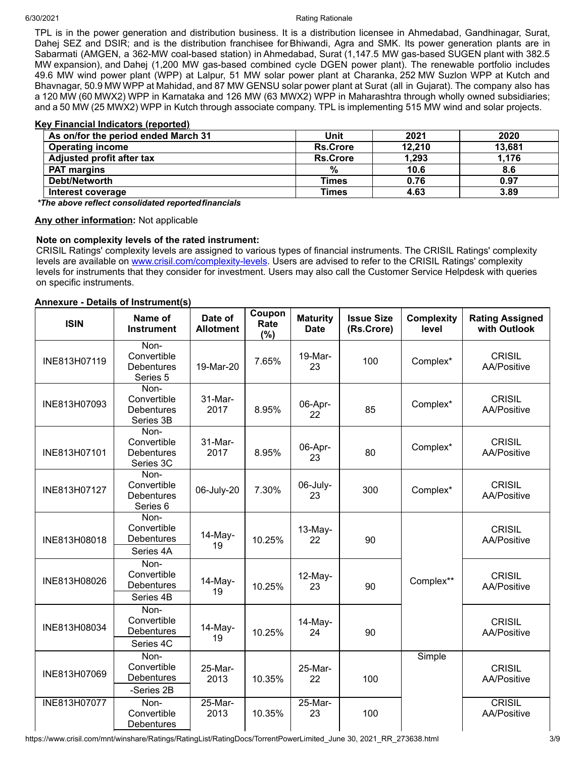TPL is in the power generation and distribution business. It is a distribution licensee in Ahmedabad, Gandhinagar, Surat, Dahej SEZ and DSIR; and is the distribution franchisee for Bhiwandi, Agra and SMK. Its power generation plants are in Sabarmati (AMGEN, a 362-MW coal-based station) in Ahmedabad, Surat (1,147.5 MW gas-based SUGEN plant with 382.5 MW expansion), and Dahej (1,200 MW gas-based combined cycle DGEN power plant). The renewable portfolio includes 49.6 MW wind power plant (WPP) at Lalpur, 51 MW solar power plant at Charanka, 252 MW Suzlon WPP at Kutch and Bhavnagar, 50.9 MW WPP at Mahidad, and 87 MW GENSU solar power plant at Surat (all in Gujarat). The company also has a 120 MW (60 MWX2) WPP in Karnataka and 126 MW (63 MWX2) WPP in Maharashtra through wholly owned subsidiaries; and a 50 MW (25 MWX2) WPP in Kutch through associate company. TPL is implementing 515 MW wind and solar projects.

**Key Financial Indicators (reported)**

| As on/for the period ended March 31 | Unit | 2021 | 2020 |
|---|---|---|---|
| Operating income | Rs.Crore | 12,210 | 13,681 |
| Adjusted profit after tax | Rs.Crore | 1,293 | 1,176 |
| PAT margins | % | 10.6 | 8.6 |
| Debt/Networth | Times | 0.76 | 0.97 |
| Interest coverage | Times | 4.63 | 3.89 |

***The above reflect consolidated reported financials***

**Any other information:** Not applicable

**Note on complexity levels of the rated instrument:**

CRISIL Ratings' complexity levels are assigned to various types of financial instruments. The CRISIL Ratings' complexity levels are available on [www.crisil.com/complexity-levels](www.crisil.com/complexity-levels). Users are advised to refer to the CRISIL Ratings' complexity levels for instruments that they consider for investment. Users may also call the Customer Service Helpdesk with queries on specific instruments.

**Annexure - Details of Instrument(s)**

| ISIN | Name of Instrument | Date of Allotment | Coupon Rate (%) | Maturity Date | Issue Size (Rs.Crore) | Complexity level | Rating Assigned with Outlook |
|---|---|---|---|---|---|---|---|
| INE813H07119 | Non-Convertible Debentures Series 5 | 19-Mar-20 | 7.65% | 19-Mar-23 | 100 | Complex* | CRISIL AA/Positive |
| INE813H07093 | Non-Convertible Debentures Series 3B | 31-Mar-2017 | 8.95% | 06-Apr-22 | 85 | Complex* | CRISIL AA/Positive |
| INE813H07101 | Non-Convertible Debentures Series 3C | 31-Mar-2017 | 8.95% | 06-Apr-23 | 80 | Complex* | CRISIL AA/Positive |
| INE813H07127 | Non-Convertible Debentures Series 6 | 06-July-20 | 7.30% | 06-July-23 | 300 | Complex* | CRISIL AA/Positive |
| INE813H08018 | Non-Convertible Debentures Series 4A | 14-May-19 | 10.25% | 13-May-22 | 90 | Complex** | CRISIL AA/Positive |
| INE813H08026 | Non-Convertible Debentures Series 4B | 14-May-19 | 10.25% | 12-May-23 | 90 | Complex** | CRISIL AA/Positive |
| INE813H08034 | Non-Convertible Debentures Series 4C | 14-May-19 | 10.25% | 14-May-24 | 90 | Complex** | CRISIL AA/Positive |
| INE813H07069 | Non-Convertible Debentures -Series 2B | 25-Mar-2013 | 10.35% | 25-Mar-22 | 100 | Simple | CRISIL AA/Positive |
| INE813H07077 | Non-Convertible Debentures | 25-Mar-2013 | 10.35% | 25-Mar-23 | 100 | Simple | CRISIL AA/Positive |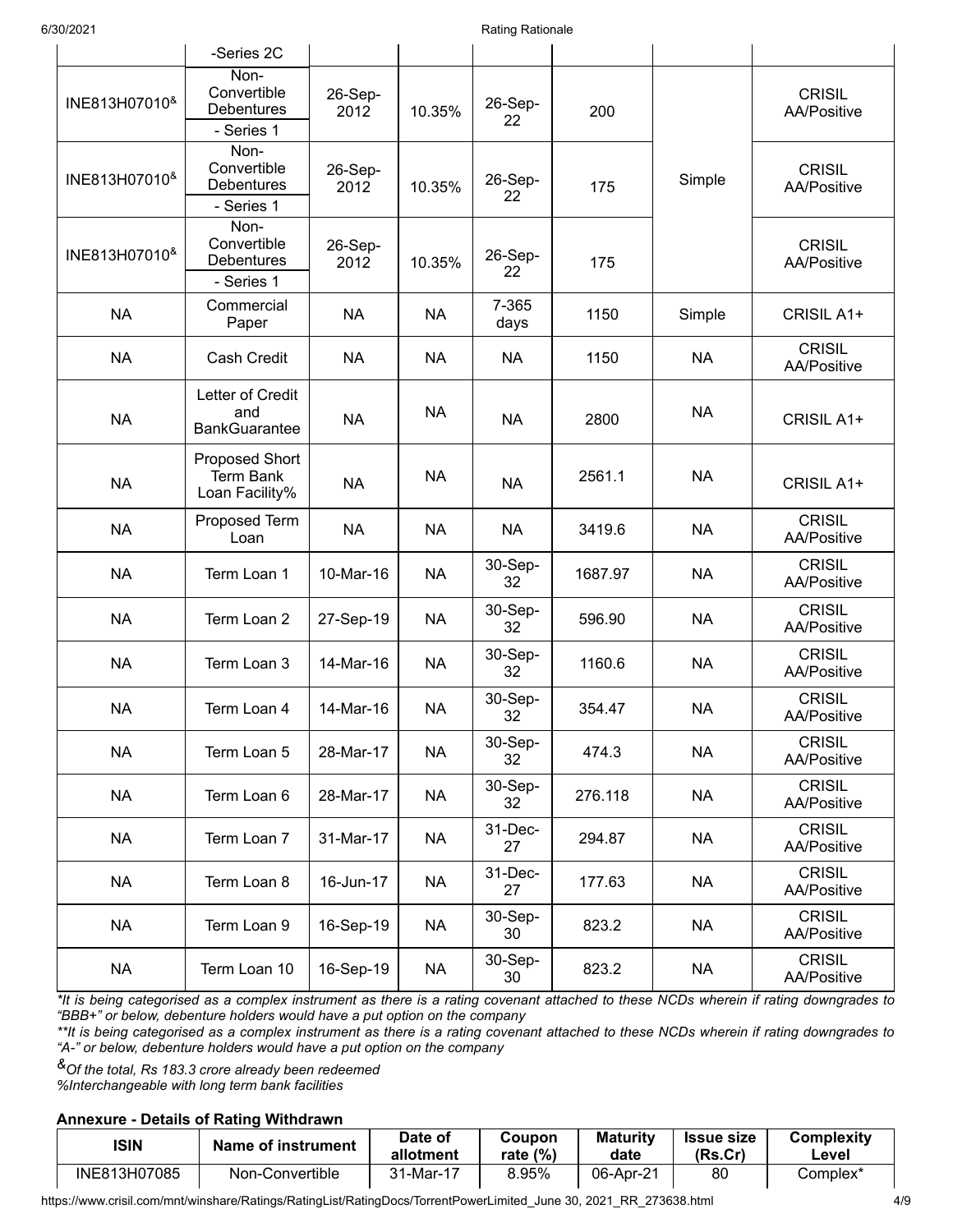| | -Series 2C | | | | | | |
|---|---|---|---|---|---|---|---|
| INE813H07010& | Non-Convertible Debentures - Series 1 | 26-Sep-2012 | 10.35% | 26-Sep-22 | 200 | Simple | CRISIL AA/Positive |
| INE813H07010& | Non-Convertible Debentures - Series 1 | 26-Sep-2012 | 10.35% | 26-Sep-22 | 175 | | CRISIL AA/Positive |
| INE813H07010& | Non-Convertible Debentures - Series 1 | 26-Sep-2012 | 10.35% | 26-Sep-22 | 175 | | CRISIL AA/Positive |
| NA | Commercial Paper | NA | NA | 7-365 days | 1150 | Simple | CRISIL A1+ |
| NA | Cash Credit | NA | NA | NA | 1150 | NA | CRISIL AA/Positive |
| NA | Letter of Credit and BankGuarantee | NA | NA | NA | 2800 | NA | CRISIL A1+ |
| NA | Proposed Short Term Bank Loan Facility% | NA | NA | NA | 2561.1 | NA | CRISIL A1+ |
| NA | Proposed Term Loan | NA | NA | NA | 3419.6 | NA | CRISIL AA/Positive |
| NA | Term Loan 1 | 10-Mar-16 | NA | 30-Sep-32 | 1687.97 | NA | CRISIL AA/Positive |
| NA | Term Loan 2 | 27-Sep-19 | NA | 30-Sep-32 | 596.90 | NA | CRISIL AA/Positive |
| NA | Term Loan 3 | 14-Mar-16 | NA | 30-Sep-32 | 1160.6 | NA | CRISIL AA/Positive |
| NA | Term Loan 4 | 14-Mar-16 | NA | 30-Sep-32 | 354.47 | NA | CRISIL AA/Positive |
| NA | Term Loan 5 | 28-Mar-17 | NA | 30-Sep-32 | 474.3 | NA | CRISIL AA/Positive |
| NA | Term Loan 6 | 28-Mar-17 | NA | 30-Sep-32 | 276.118 | NA | CRISIL AA/Positive |
| NA | Term Loan 7 | 31-Mar-17 | NA | 31-Dec-27 | 294.87 | NA | CRISIL AA/Positive |
| NA | Term Loan 8 | 16-Jun-17 | NA | 31-Dec-27 | 177.63 | NA | CRISIL AA/Positive |
| NA | Term Loan 9 | 16-Sep-19 | NA | 30-Sep-30 | 823.2 | NA | CRISIL AA/Positive |
| NA | Term Loan 10 | 16-Sep-19 | NA | 30-Sep-30 | 823.2 | NA | CRISIL AA/Positive |

*\*It is being categorised as a complex instrument as there is a rating covenant attached to these NCDs wherein if rating downgrades to "BBB+" or below, debenture holders would have a put option on the company*

*\*\*It is being categorised as a complex instrument as there is a rating covenant attached to these NCDs wherein if rating downgrades to "A-" or below, debenture holders would have a put option on the company*

*&Of the total, Rs 183.3 crore already been redeemed*

*%Interchangeable with long term bank facilities*

**Annexure - Details of Rating Withdrawn**

| ISIN | Name of instrument | Date of allotment | Coupon rate (%) | Maturity date | Issue size (Rs.Cr) | Complexity Level |
|---|---|---|---|---|---|---|
| INE813H07085 | Non-Convertible | 31-Mar-17 | 8.95% | 06-Apr-21 | 80 | Complex* |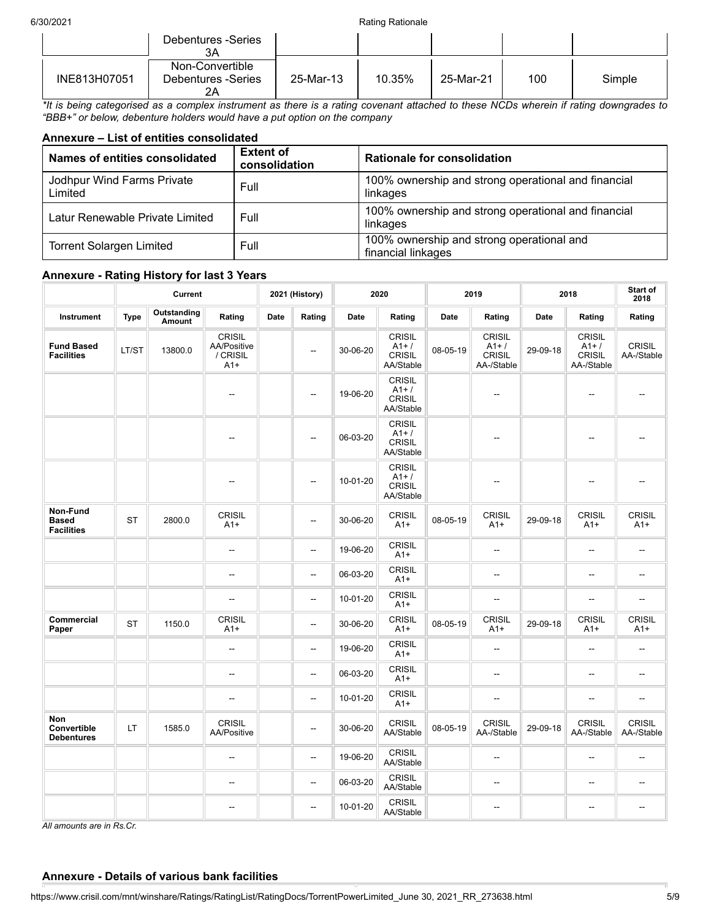| | Debentures -Series 3A | | | | | |
|---|---|---|---|---|---|---|
| INE813H07051 | Non-Convertible Debentures -Series 2A | 25-Mar-13 | 10.35% | 25-Mar-21 | 100 | Simple |

*\*It is being categorised as a complex instrument as there is a rating covenant attached to these NCDs wherein if rating downgrades to "BBB+" or below, debenture holders would have a put option on the company*

## Annexure – List of entities consolidated

| Names of entities consolidated | Extent of consolidation | Rationale for consolidation |
|---|---|---|
| Jodhpur Wind Farms Private Limited | Full | 100% ownership and strong operational and financial linkages |
| Latur Renewable Private Limited | Full | 100% ownership and strong operational and financial linkages |
| Torrent Solargen Limited | Full | 100% ownership and strong operational and financial linkages |

## Annexure - Rating History for last 3 Years

| | Current | | | 2021 (History) | | 2020 | | 2019 | | 2018 | | Start of 2018 |
|---|---|---|---|---|---|---|---|---|---|---|---|---|
| **Instrument** | **Type** | **Outstanding Amount** | **Rating** | **Date** | **Rating** | **Date** | **Rating** | **Date** | **Rating** | **Date** | **Rating** | **Rating** |
| **Fund Based Facilities** | LT/ST | 13800.0 | CRISIL AA/Positive / CRISIL A1+ | | -- | 30-06-20 | CRISIL A1+ / CRISIL AA/Stable | 08-05-19 | CRISIL A1+ / CRISIL AA-/Stable | 29-09-18 | CRISIL A1+ / CRISIL AA-/Stable | CRISIL AA-/Stable |
| | | | -- | | -- | 19-06-20 | CRISIL A1+ / CRISIL AA/Stable | | -- | | -- | -- |
| | | | -- | | -- | 06-03-20 | CRISIL A1+ / CRISIL AA/Stable | | -- | | -- | -- |
| | | | -- | | -- | 10-01-20 | CRISIL A1+ / CRISIL AA/Stable | | -- | | -- | -- |
| **Non-Fund Based Facilities** | ST | 2800.0 | CRISIL A1+ | | -- | 30-06-20 | CRISIL A1+ | 08-05-19 | CRISIL A1+ | 29-09-18 | CRISIL A1+ | CRISIL A1+ |
| | | | -- | | -- | 19-06-20 | CRISIL A1+ | | -- | | -- | -- |
| | | | -- | | -- | 06-03-20 | CRISIL A1+ | | -- | | -- | -- |
| | | | -- | | -- | 10-01-20 | CRISIL A1+ | | -- | | -- | -- |
| **Commercial Paper** | ST | 1150.0 | CRISIL A1+ | | -- | 30-06-20 | CRISIL A1+ | 08-05-19 | CRISIL A1+ | 29-09-18 | CRISIL A1+ | CRISIL A1+ |
| | | | -- | | -- | 19-06-20 | CRISIL A1+ | | -- | | -- | -- |
| | | | -- | | -- | 06-03-20 | CRISIL A1+ | | -- | | -- | -- |
| | | | -- | | -- | 10-01-20 | CRISIL A1+ | | -- | | -- | -- |
| **Non Convertible Debentures** | LT | 1585.0 | CRISIL AA/Positive | | -- | 30-06-20 | CRISIL AA/Stable | 08-05-19 | CRISIL AA-/Stable | 29-09-18 | CRISIL AA-/Stable | CRISIL AA-/Stable |
| | | | -- | | -- | 19-06-20 | CRISIL AA/Stable | | -- | | -- | -- |
| | | | -- | | -- | 06-03-20 | CRISIL AA/Stable | | -- | | -- | -- |
| | | | -- | | -- | 10-01-20 | CRISIL AA/Stable | | -- | | -- | -- |

*All amounts are in Rs.Cr.*

## Annexure - Details of various bank facilities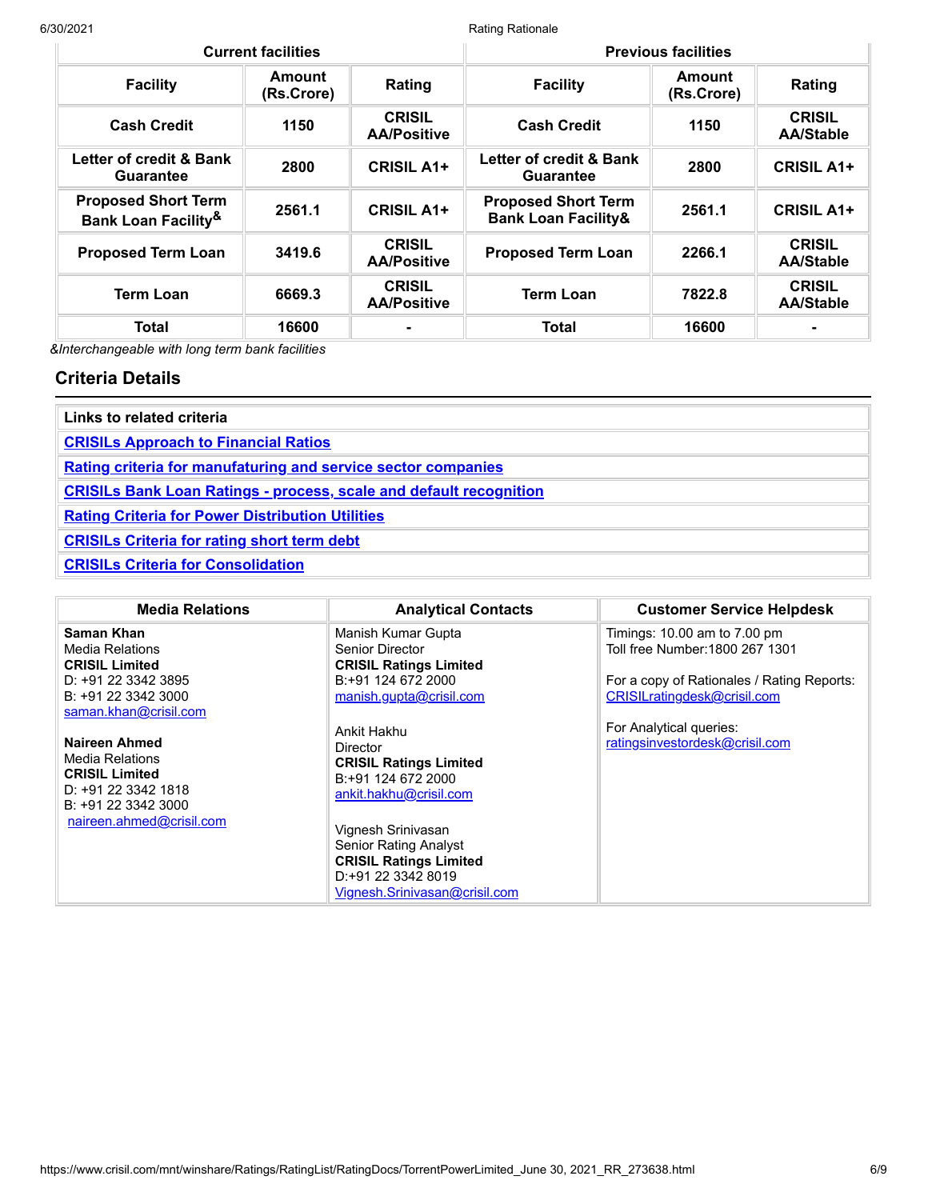| Current facilities | | | Previous facilities | | |
|---|---|---|---|---|---|
| **Facility** | **Amount (Rs.Crore)** | **Rating** | **Facility** | **Amount (Rs.Crore)** | **Rating** |
| Cash Credit | 1150 | CRISIL AA/Positive | Cash Credit | 1150 | CRISIL AA/Stable |
| Letter of credit & Bank Guarantee | 2800 | CRISIL A1+ | Letter of credit & Bank Guarantee | 2800 | CRISIL A1+ |
| Proposed Short Term Bank Loan Facility& | 2561.1 | CRISIL A1+ | Proposed Short Term Bank Loan Facility& | 2561.1 | CRISIL A1+ |
| Proposed Term Loan | 3419.6 | CRISIL AA/Positive | Proposed Term Loan | 2266.1 | CRISIL AA/Stable |
| Term Loan | 6669.3 | CRISIL AA/Positive | Term Loan | 7822.8 | CRISIL AA/Stable |
| Total | 16600 | - | Total | 16600 | - |

*&Interchangeable with long term bank facilities*

## Criteria Details

| Links to related criteria |
|---|
| CRISILs Approach to Financial Ratios |
| Rating criteria for manufaturing and service sector companies |
| CRISILs Bank Loan Ratings - process, scale and default recognition |
| Rating Criteria for Power Distribution Utilities |
| CRISILs Criteria for rating short term debt |
| CRISILs Criteria for Consolidation |

| Media Relations | Analytical Contacts | Customer Service Helpdesk |
|---|---|---|
| **Saman Khan**<br>Media Relations<br>**CRISIL Limited**<br>D: +91 22 3342 3895<br>B: +91 22 3342 3000<br>saman.khan@crisil.com<br><br>**Naireen Ahmed**<br>Media Relations<br>**CRISIL Limited**<br>D: +91 22 3342 1818<br>B: +91 22 3342 3000<br>naireen.ahmed@crisil.com | Manish Kumar Gupta<br>Senior Director<br>**CRISIL Ratings Limited**<br>B:+91 124 672 2000<br>manish.gupta@crisil.com<br><br>Ankit Hakhu<br>Director<br>**CRISIL Ratings Limited**<br>B:+91 124 672 2000<br>ankit.hakhu@crisil.com<br><br>Vignesh Srinivasan<br>Senior Rating Analyst<br>**CRISIL Ratings Limited**<br>D:+91 22 3342 8019<br>Vignesh.Srinivasan@crisil.com | Timings: 10.00 am to 7.00 pm<br>Toll free Number:1800 267 1301<br><br>For a copy of Rationales / Rating Reports:<br>CRISILratingdesk@crisil.com<br><br>For Analytical queries:<br>ratingsinvestordesk@crisil.com |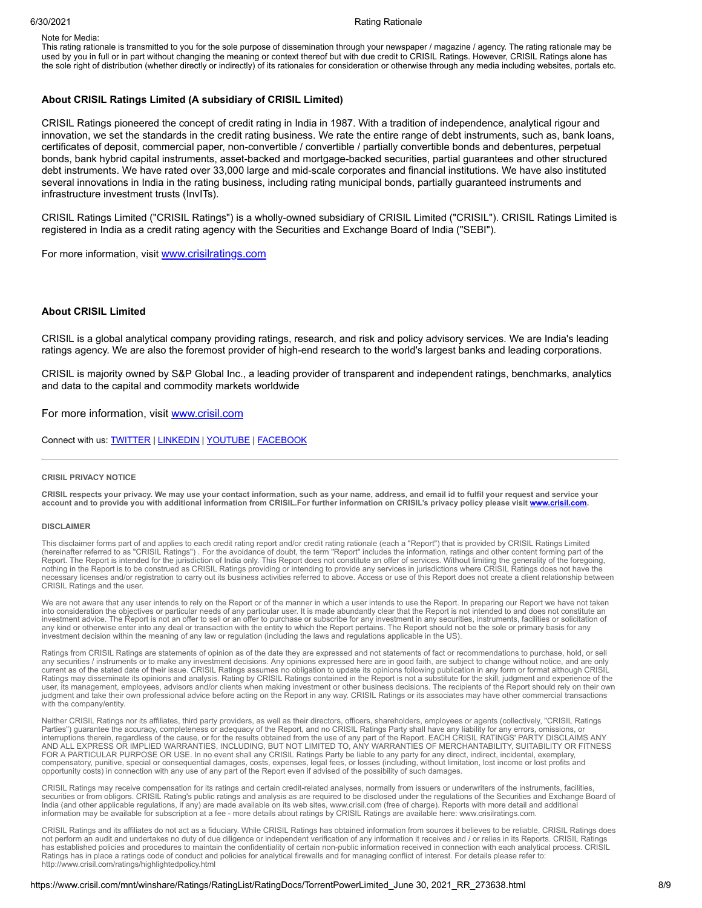Note for Media:
This rating rationale is transmitted to you for the sole purpose of dissemination through your newspaper / magazine / agency. The rating rationale may be used by you in full or in part without changing the meaning or context thereof but with due credit to CRISIL Ratings. However, CRISIL Ratings alone has the sole right of distribution (whether directly or indirectly) of its rationales for consideration or otherwise through any media including websites, portals etc.

**About CRISIL Ratings Limited (A subsidiary of CRISIL Limited)**

CRISIL Ratings pioneered the concept of credit rating in India in 1987. With a tradition of independence, analytical rigour and innovation, we set the standards in the credit rating business. We rate the entire range of debt instruments, such as, bank loans, certificates of deposit, commercial paper, non-convertible / convertible / partially convertible bonds and debentures, perpetual bonds, bank hybrid capital instruments, asset-backed and mortgage-backed securities, partial guarantees and other structured debt instruments. We have rated over 33,000 large and mid-scale corporates and financial institutions. We have also instituted several innovations in India in the rating business, including rating municipal bonds, partially guaranteed instruments and infrastructure investment trusts (InvITs).

CRISIL Ratings Limited ("CRISIL Ratings") is a wholly-owned subsidiary of CRISIL Limited ("CRISIL"). CRISIL Ratings Limited is registered in India as a credit rating agency with the Securities and Exchange Board of India ("SEBI").

For more information, visit www.crisilratings.com

**About CRISIL Limited**

CRISIL is a global analytical company providing ratings, research, and risk and policy advisory services. We are India's leading ratings agency. We are also the foremost provider of high-end research to the world's largest banks and leading corporations.

CRISIL is majority owned by S&P Global Inc., a leading provider of transparent and independent ratings, benchmarks, analytics and data to the capital and commodity markets worldwide

For more information, visit www.crisil.com

Connect with us: TWITTER | LINKEDIN | YOUTUBE | FACEBOOK

---

**CRISIL PRIVACY NOTICE**

**CRISIL respects your privacy. We may use your contact information, such as your name, address, and email id to fulfil your request and service your account and to provide you with additional information from CRISIL.For further information on CRISIL's privacy policy please visit www.crisil.com.**

**DISCLAIMER**

This disclaimer forms part of and applies to each credit rating report and/or credit rating rationale (each a "Report") that is provided by CRISIL Ratings Limited (hereinafter referred to as "CRISIL Ratings") . For the avoidance of doubt, the term "Report" includes the information, ratings and other content forming part of the Report. The Report is intended for the jurisdiction of India only. This Report does not constitute an offer of services. Without limiting the generality of the foregoing, nothing in the Report is to be construed as CRISIL Ratings providing or intending to provide any services in jurisdictions where CRISIL Ratings does not have the necessary licenses and/or registration to carry out its business activities referred to above. Access or use of this Report does not create a client relationship between CRISIL Ratings and the user.

We are not aware that any user intends to rely on the Report or of the manner in which a user intends to use the Report. In preparing our Report we have not taken into consideration the objectives or particular needs of any particular user. It is made abundantly clear that the Report is not intended to and does not constitute an investment advice. The Report is not an offer to sell or an offer to purchase or subscribe for any investment in any securities, instruments, facilities or solicitation of any kind or otherwise enter into any deal or transaction with the entity to which the Report pertains. The Report should not be the sole or primary basis for any investment decision within the meaning of any law or regulation (including the laws and regulations applicable in the US).

Ratings from CRISIL Ratings are statements of opinion as of the date they are expressed and not statements of fact or recommendations to purchase, hold, or sell any securities / instruments or to make any investment decisions. Any opinions expressed here are in good faith, are subject to change without notice, and are only current as of the stated date of their issue. CRISIL Ratings assumes no obligation to update its opinions following publication in any form or format although CRISIL Ratings may disseminate its opinions and analysis. Rating by CRISIL Ratings contained in the Report is not a substitute for the skill, judgment and experience of the user, its management, employees, advisors and/or clients when making investment or other business decisions. The recipients of the Report should rely on their own judgment and take their own professional advice before acting on the Report in any way. CRISIL Ratings or its associates may have other commercial transactions with the company/entity.

Neither CRISIL Ratings nor its affiliates, third party providers, as well as their directors, officers, shareholders, employees or agents (collectively, "CRISIL Ratings Parties") guarantee the accuracy, completeness or adequacy of the Report, and no CRISIL Ratings Party shall have any liability for any errors, omissions, or interruptions therein, regardless of the cause, or for the results obtained from the use of any part of the Report. EACH CRISIL RATINGS' PARTY DISCLAIMS ANY AND ALL EXPRESS OR IMPLIED WARRANTIES, INCLUDING, BUT NOT LIMITED TO, ANY WARRANTIES OF MERCHANTABILITY, SUITABILITY OR FITNESS FOR A PARTICULAR PURPOSE OR USE. In no event shall any CRISIL Ratings Party be liable to any party for any direct, indirect, incidental, exemplary, compensatory, punitive, special or consequential damages, costs, expenses, legal fees, or losses (including, without limitation, lost income or lost profits and opportunity costs) in connection with any use of any part of the Report even if advised of the possibility of such damages.

CRISIL Ratings may receive compensation for its ratings and certain credit-related analyses, normally from issuers or underwriters of the instruments, facilities, securities or from obligors. CRISIL Rating's public ratings and analysis as are required to be disclosed under the regulations of the Securities and Exchange Board of India (and other applicable regulations, if any) are made available on its web sites, www.crisil.com (free of charge). Reports with more detail and additional information may be available for subscription at a fee - more details about ratings by CRISIL Ratings are available here: www.crisilratings.com.

CRISIL Ratings and its affiliates do not act as a fiduciary. While CRISIL Ratings has obtained information from sources it believes to be reliable, CRISIL Ratings does not perform an audit and undertakes no duty of due diligence or independent verification of any information it receives and / or relies in its Reports. CRISIL Ratings has established policies and procedures to maintain the confidentiality of certain non-public information received in connection with each analytical process. CRISIL Ratings has in place a ratings code of conduct and policies for analytical firewalls and for managing conflict of interest. For details please refer to: http://www.crisil.com/ratings/highlightedpolicy.html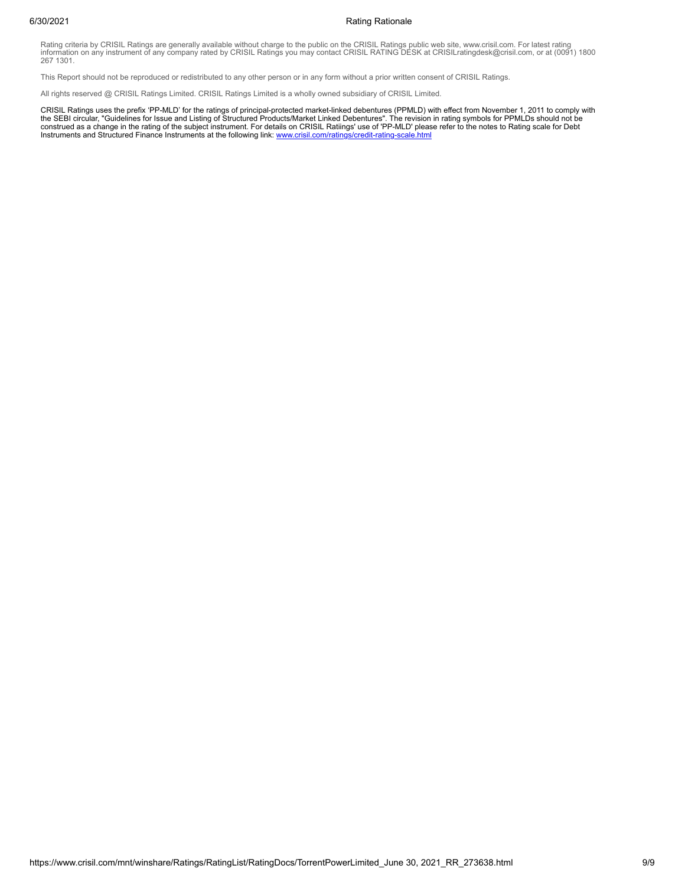Rating criteria by CRISIL Ratings are generally available without charge to the public on the CRISIL Ratings public web site, www.crisil.com. For latest rating information on any instrument of any company rated by CRISIL Ratings you may contact CRISIL RATING DESK at CRISILratingdesk@crisil.com, or at (0091) 1800 267 1301.

This Report should not be reproduced or redistributed to any other person or in any form without a prior written consent of CRISIL Ratings.

All rights reserved @ CRISIL Ratings Limited. CRISIL Ratings Limited is a wholly owned subsidiary of CRISIL Limited.

CRISIL Ratings uses the prefix 'PP-MLD' for the ratings of principal-protected market-linked debentures (PPMLD) with effect from November 1, 2011 to comply with the SEBI circular, "Guidelines for Issue and Listing of Structured Products/Market Linked Debentures". The revision in rating symbols for PPMLDs should not be construed as a change in the rating of the subject instrument. For details on CRISIL Ratiings' use of 'PP-MLD' please refer to the notes to Rating scale for Debt Instruments and Structured Finance Instruments at the following link: [www.crisil.com/ratings/credit-rating-scale.html](www.crisil.com/ratings/credit-rating-scale.html)